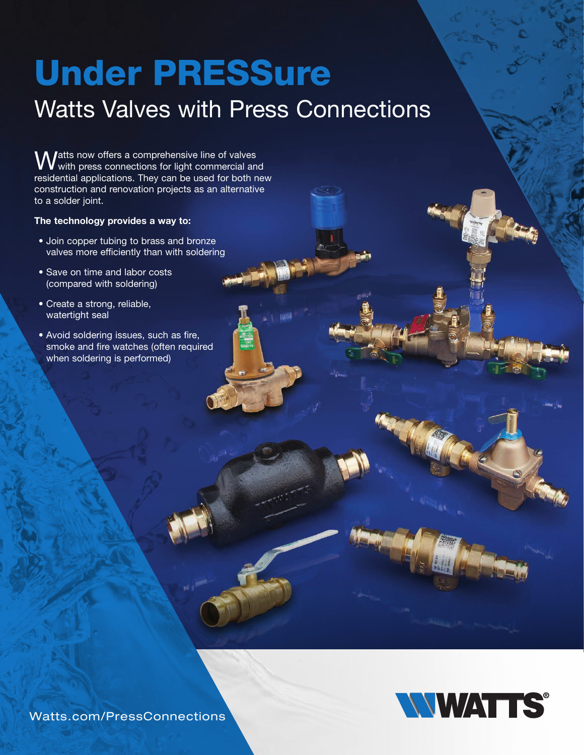# Under PRESSure

## Watts Valves with Press Connections

Watts now offers a comprehensive line of valves with press connections for light commercial and residential applications. They can be used for both new construction and renovation projects as an alternative to a solder joint.

**The technology provides a way to:**

- Join copper tubing to brass and bronze valves more efficiently than with soldering
- Save on time and labor costs (compared with soldering)
- Create a strong, reliable, watertight seal
- Avoid soldering issues, such as fire, smoke and fire watches (often required when soldering is performed)

Watts.com/PressConnections

WATTS®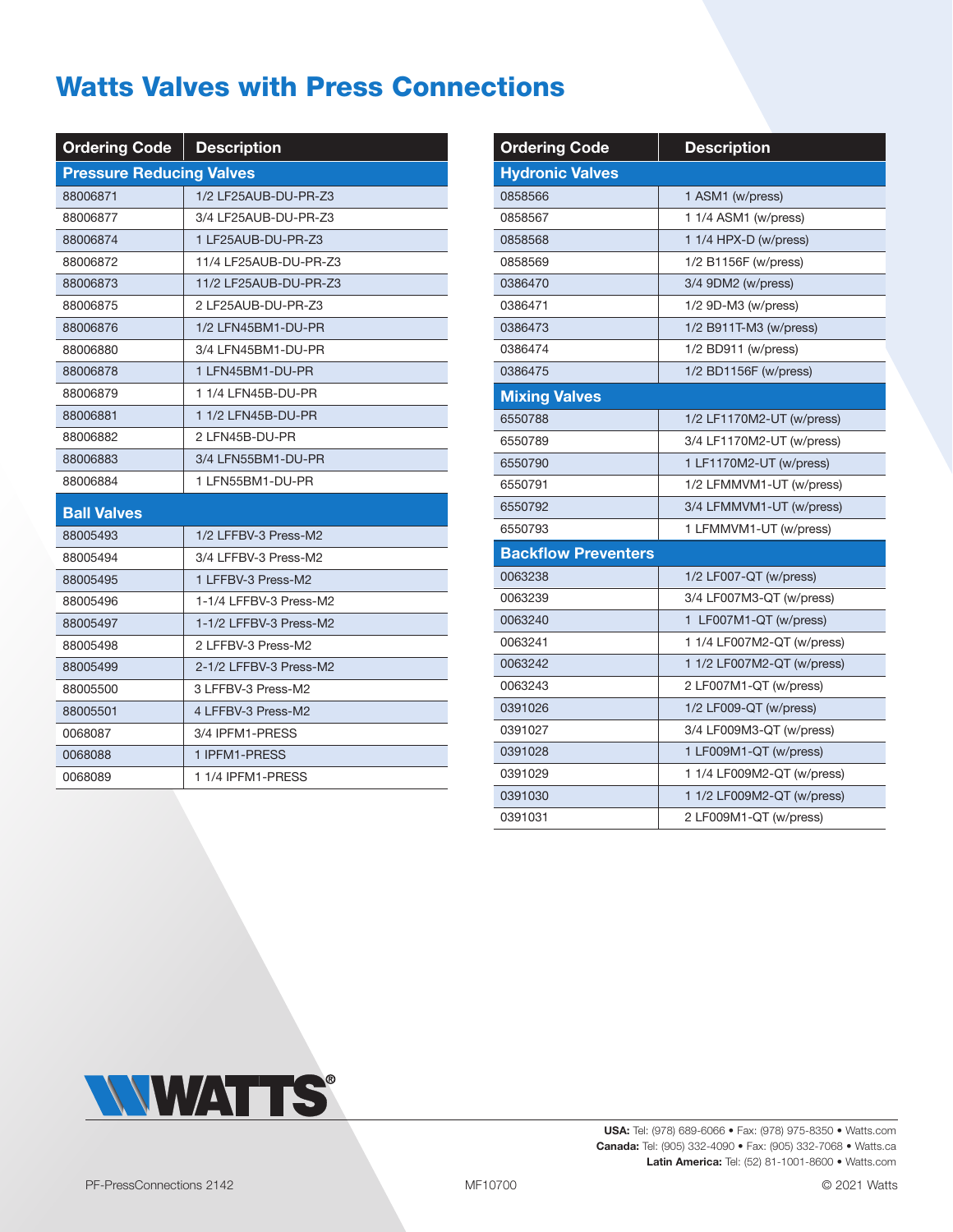# Watts Valves with Press Connections

| Ordering Code | Description |
|---|---|
| **Pressure Reducing Valves** | |
| 88006871 | 1/2 LF25AUB-DU-PR-Z3 |
| 88006877 | 3/4 LF25AUB-DU-PR-Z3 |
| 88006874 | 1 LF25AUB-DU-PR-Z3 |
| 88006872 | 11/4 LF25AUB-DU-PR-Z3 |
| 88006873 | 11/2 LF25AUB-DU-PR-Z3 |
| 88006875 | 2 LF25AUB-DU-PR-Z3 |
| 88006876 | 1/2 LFN45BM1-DU-PR |
| 88006880 | 3/4 LFN45BM1-DU-PR |
| 88006878 | 1 LFN45BM1-DU-PR |
| 88006879 | 1 1/4 LFN45B-DU-PR |
| 88006881 | 1 1/2 LFN45B-DU-PR |
| 88006882 | 2 LFN45B-DU-PR |
| 88006883 | 3/4 LFN55BM1-DU-PR |
| 88006884 | 1 LFN55BM1-DU-PR |
| **Ball Valves** | |
| 88005493 | 1/2 LFFBV-3 Press-M2 |
| 88005494 | 3/4 LFFBV-3 Press-M2 |
| 88005495 | 1 LFFBV-3 Press-M2 |
| 88005496 | 1-1/4 LFFBV-3 Press-M2 |
| 88005497 | 1-1/2 LFFBV-3 Press-M2 |
| 88005498 | 2 LFFBV-3 Press-M2 |
| 88005499 | 2-1/2 LFFBV-3 Press-M2 |
| 88005500 | 3 LFFBV-3 Press-M2 |
| 88005501 | 4 LFFBV-3 Press-M2 |
| 0068087 | 3/4 IPFM1-PRESS |
| 0068088 | 1 IPFM1-PRESS |
| 0068089 | 1 1/4 IPFM1-PRESS |

| Ordering Code | Description |
|---|---|
| **Hydronic Valves** | |
| 0858566 | 1 ASM1 (w/press) |
| 0858567 | 1 1/4 ASM1 (w/press) |
| 0858568 | 1 1/4 HPX-D (w/press) |
| 0858569 | 1/2 B1156F (w/press) |
| 0386470 | 3/4 9DM2 (w/press) |
| 0386471 | 1/2 9D-M3 (w/press) |
| 0386473 | 1/2 B911T-M3 (w/press) |
| 0386474 | 1/2 BD911 (w/press) |
| 0386475 | 1/2 BD1156F (w/press) |
| **Mixing Valves** | |
| 6550788 | 1/2 LF1170M2-UT (w/press) |
| 6550789 | 3/4 LF1170M2-UT (w/press) |
| 6550790 | 1 LF1170M2-UT (w/press) |
| 6550791 | 1/2 LFMMVM1-UT (w/press) |
| 6550792 | 3/4 LFMMVM1-UT (w/press) |
| 6550793 | 1 LFMMVM1-UT (w/press) |
| **Backflow Preventers** | |
| 0063238 | 1/2 LF007-QT (w/press) |
| 0063239 | 3/4 LF007M3-QT (w/press) |
| 0063240 | 1 LF007M1-QT (w/press) |
| 0063241 | 1 1/4 LF007M2-QT (w/press) |
| 0063242 | 1 1/2 LF007M2-QT (w/press) |
| 0063243 | 2 LF007M1-QT (w/press) |
| 0391026 | 1/2 LF009-QT (w/press) |
| 0391027 | 3/4 LF009M3-QT (w/press) |
| 0391028 | 1 LF009M1-QT (w/press) |
| 0391029 | 1 1/4 LF009M2-QT (w/press) |
| 0391030 | 1 1/2 LF009M2-QT (w/press) |
| 0391031 | 2 LF009M1-QT (w/press) |

WATTS®

**USA:** Tel: (978) 689-6066 • Fax: (978) 975-8350 • Watts.com
**Canada:** Tel: (905) 332-4090 • Fax: (905) 332-7068 • Watts.ca
**Latin America:** Tel: (52) 81-1001-8600 • Watts.com

PF-PressConnections 2142 MF10700 © 2021 Watts